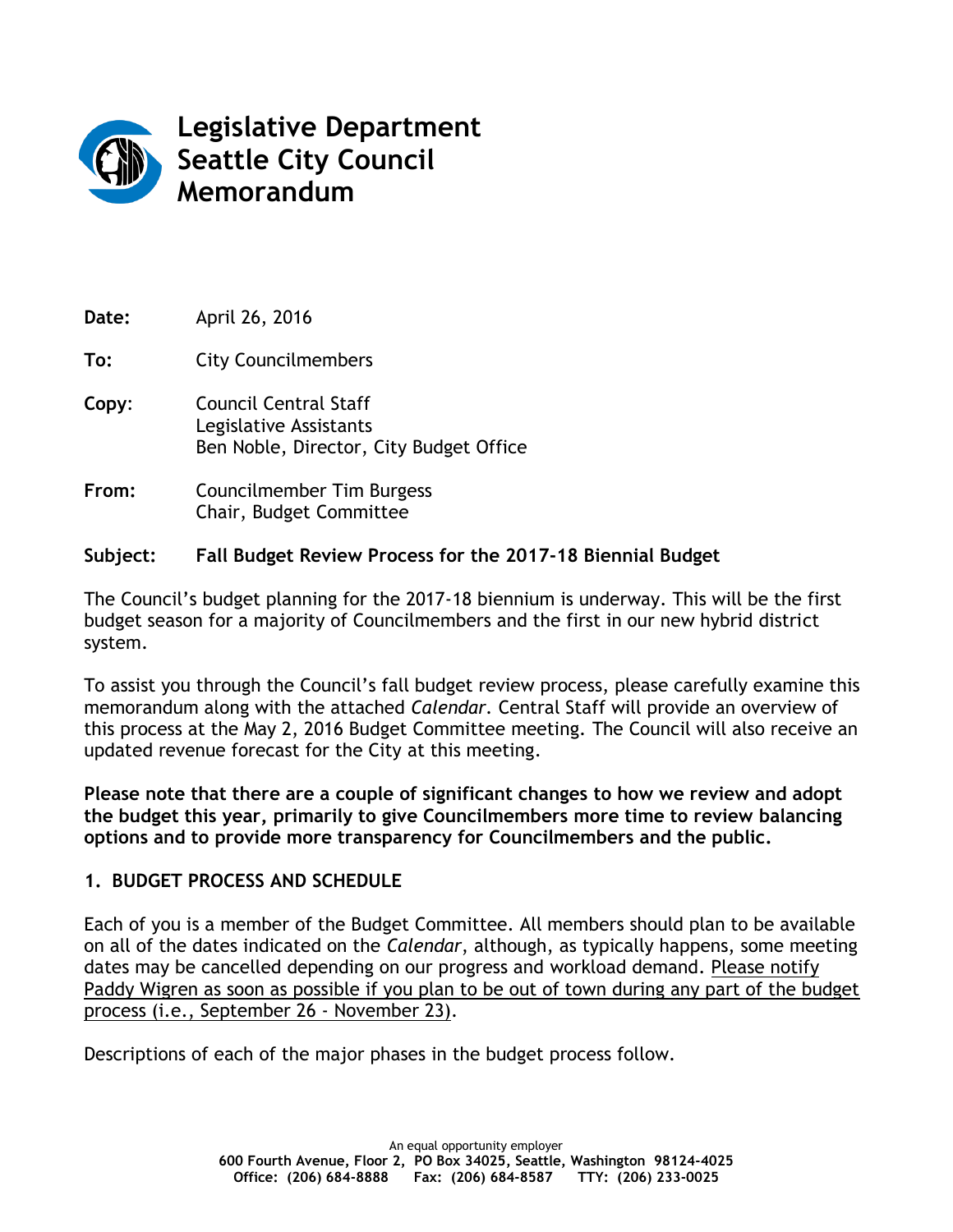# Legislative Department
# Seattle City Council
# Memorandum

**Date:** April 26, 2016

**To:** City Councilmembers

**Copy:** Council Central Staff
Legislative Assistants
Ben Noble, Director, City Budget Office

**From:** Councilmember Tim Burgess
Chair, Budget Committee

**Subject: Fall Budget Review Process for the 2017-18 Biennial Budget**

The Council's budget planning for the 2017-18 biennium is underway. This will be the first budget season for a majority of Councilmembers and the first in our new hybrid district system.

To assist you through the Council's fall budget review process, please carefully examine this memorandum along with the attached *Calendar*. Central Staff will provide an overview of this process at the May 2, 2016 Budget Committee meeting. The Council will also receive an updated revenue forecast for the City at this meeting.

**Please note that there are a couple of significant changes to how we review and adopt the budget this year, primarily to give Councilmembers more time to review balancing options and to provide more transparency for Councilmembers and the public.**

## 1. BUDGET PROCESS AND SCHEDULE

Each of you is a member of the Budget Committee. All members should plan to be available on all of the dates indicated on the *Calendar*, although, as typically happens, some meeting dates may be cancelled depending on our progress and workload demand. Please notify Paddy Wigren as soon as possible if you plan to be out of town during any part of the budget process (i.e., September 26 - November 23).

Descriptions of each of the major phases in the budget process follow.

An equal opportunity employer
600 Fourth Avenue, Floor 2, PO Box 34025, Seattle, Washington 98124-4025
Office: (206) 684-8888 Fax: (206) 684-8587 TTY: (206) 233-0025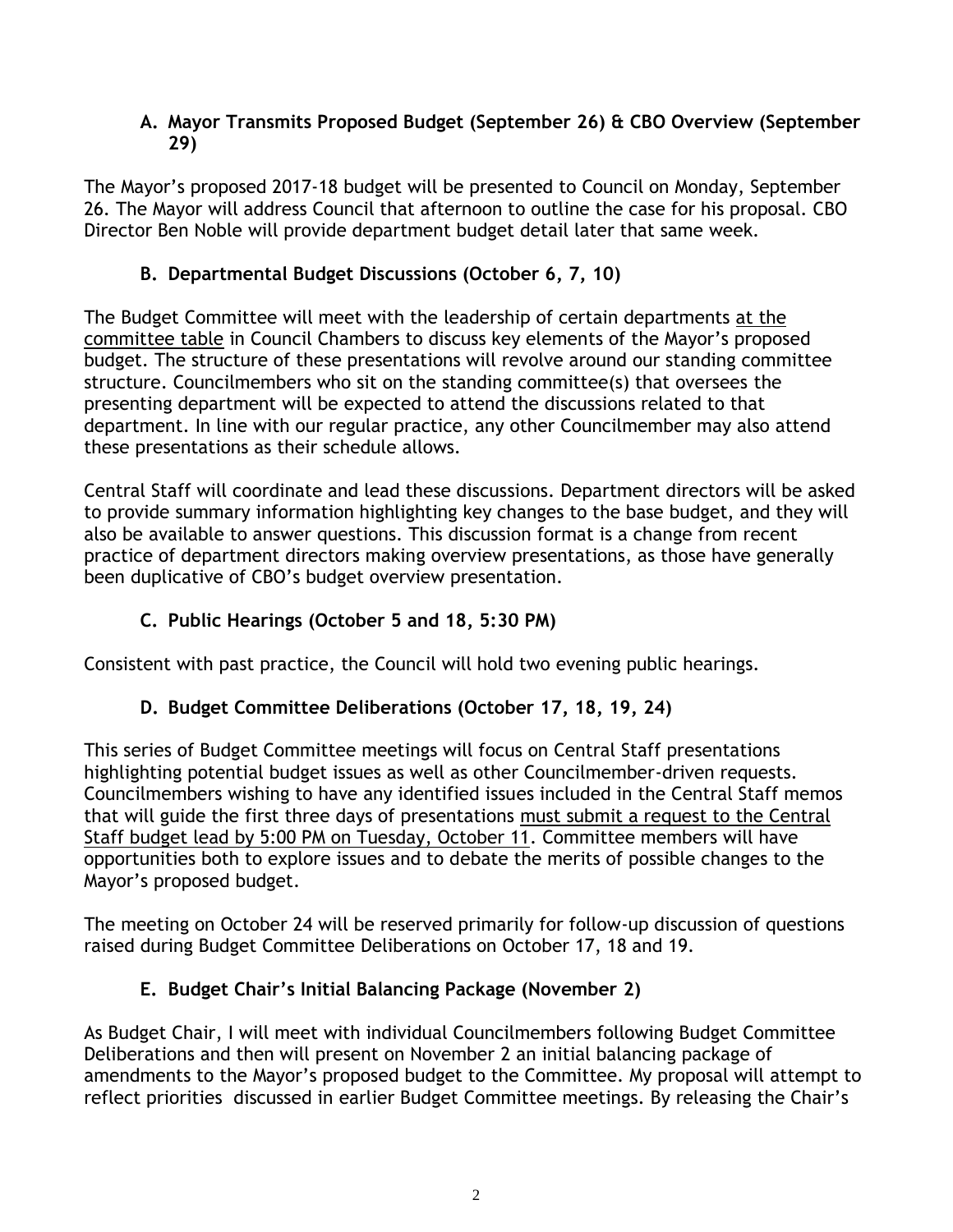### A. Mayor Transmits Proposed Budget (September 26) & CBO Overview (September 29)

The Mayor's proposed 2017-18 budget will be presented to Council on Monday, September 26. The Mayor will address Council that afternoon to outline the case for his proposal. CBO Director Ben Noble will provide department budget detail later that same week.

### B. Departmental Budget Discussions (October 6, 7, 10)

The Budget Committee will meet with the leadership of certain departments at the committee table in Council Chambers to discuss key elements of the Mayor's proposed budget. The structure of these presentations will revolve around our standing committee structure. Councilmembers who sit on the standing committee(s) that oversees the presenting department will be expected to attend the discussions related to that department. In line with our regular practice, any other Councilmember may also attend these presentations as their schedule allows.

Central Staff will coordinate and lead these discussions. Department directors will be asked to provide summary information highlighting key changes to the base budget, and they will also be available to answer questions. This discussion format is a change from recent practice of department directors making overview presentations, as those have generally been duplicative of CBO's budget overview presentation.

### C. Public Hearings (October 5 and 18, 5:30 PM)

Consistent with past practice, the Council will hold two evening public hearings.

### D. Budget Committee Deliberations (October 17, 18, 19, 24)

This series of Budget Committee meetings will focus on Central Staff presentations highlighting potential budget issues as well as other Councilmember-driven requests. Councilmembers wishing to have any identified issues included in the Central Staff memos that will guide the first three days of presentations must submit a request to the Central Staff budget lead by 5:00 PM on Tuesday, October 11. Committee members will have opportunities both to explore issues and to debate the merits of possible changes to the Mayor's proposed budget.

The meeting on October 24 will be reserved primarily for follow-up discussion of questions raised during Budget Committee Deliberations on October 17, 18 and 19.

### E. Budget Chair's Initial Balancing Package (November 2)

As Budget Chair, I will meet with individual Councilmembers following Budget Committee Deliberations and then will present on November 2 an initial balancing package of amendments to the Mayor's proposed budget to the Committee. My proposal will attempt to reflect priorities discussed in earlier Budget Committee meetings. By releasing the Chair's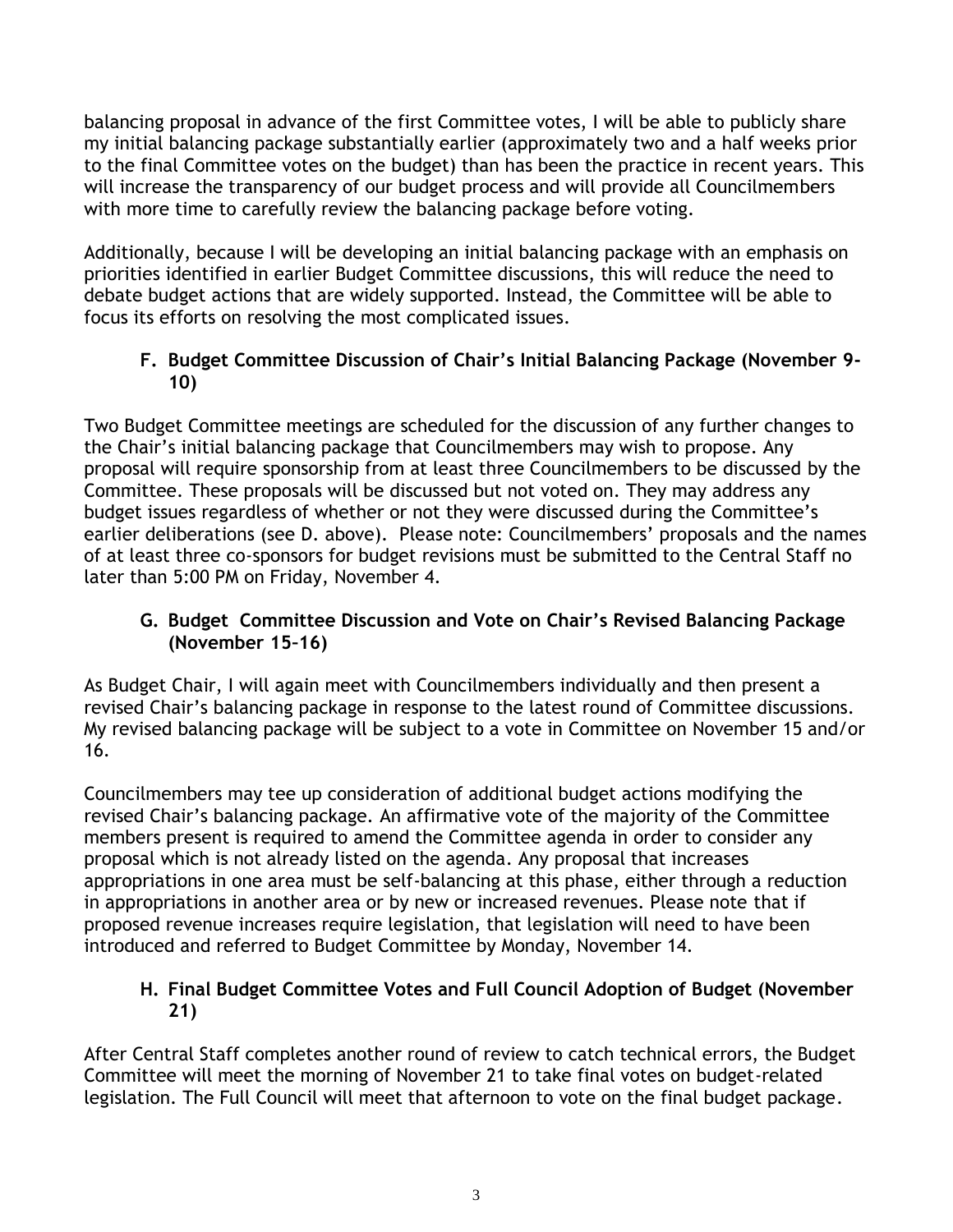balancing proposal in advance of the first Committee votes, I will be able to publicly share my initial balancing package substantially earlier (approximately two and a half weeks prior to the final Committee votes on the budget) than has been the practice in recent years. This will increase the transparency of our budget process and will provide all Councilmembers with more time to carefully review the balancing package before voting.

Additionally, because I will be developing an initial balancing package with an emphasis on priorities identified in earlier Budget Committee discussions, this will reduce the need to debate budget actions that are widely supported. Instead, the Committee will be able to focus its efforts on resolving the most complicated issues.

### F. Budget Committee Discussion of Chair's Initial Balancing Package (November 9-10)

Two Budget Committee meetings are scheduled for the discussion of any further changes to the Chair's initial balancing package that Councilmembers may wish to propose. Any proposal will require sponsorship from at least three Councilmembers to be discussed by the Committee. These proposals will be discussed but not voted on. They may address any budget issues regardless of whether or not they were discussed during the Committee's earlier deliberations (see D. above). Please note: Councilmembers' proposals and the names of at least three co-sponsors for budget revisions must be submitted to the Central Staff no later than 5:00 PM on Friday, November 4.

### G. Budget Committee Discussion and Vote on Chair's Revised Balancing Package (November 15-16)

As Budget Chair, I will again meet with Councilmembers individually and then present a revised Chair's balancing package in response to the latest round of Committee discussions. My revised balancing package will be subject to a vote in Committee on November 15 and/or 16.

Councilmembers may tee up consideration of additional budget actions modifying the revised Chair's balancing package. An affirmative vote of the majority of the Committee members present is required to amend the Committee agenda in order to consider any proposal which is not already listed on the agenda. Any proposal that increases appropriations in one area must be self-balancing at this phase, either through a reduction in appropriations in another area or by new or increased revenues. Please note that if proposed revenue increases require legislation, that legislation will need to have been introduced and referred to Budget Committee by Monday, November 14.

### H. Final Budget Committee Votes and Full Council Adoption of Budget (November 21)

After Central Staff completes another round of review to catch technical errors, the Budget Committee will meet the morning of November 21 to take final votes on budget-related legislation. The Full Council will meet that afternoon to vote on the final budget package.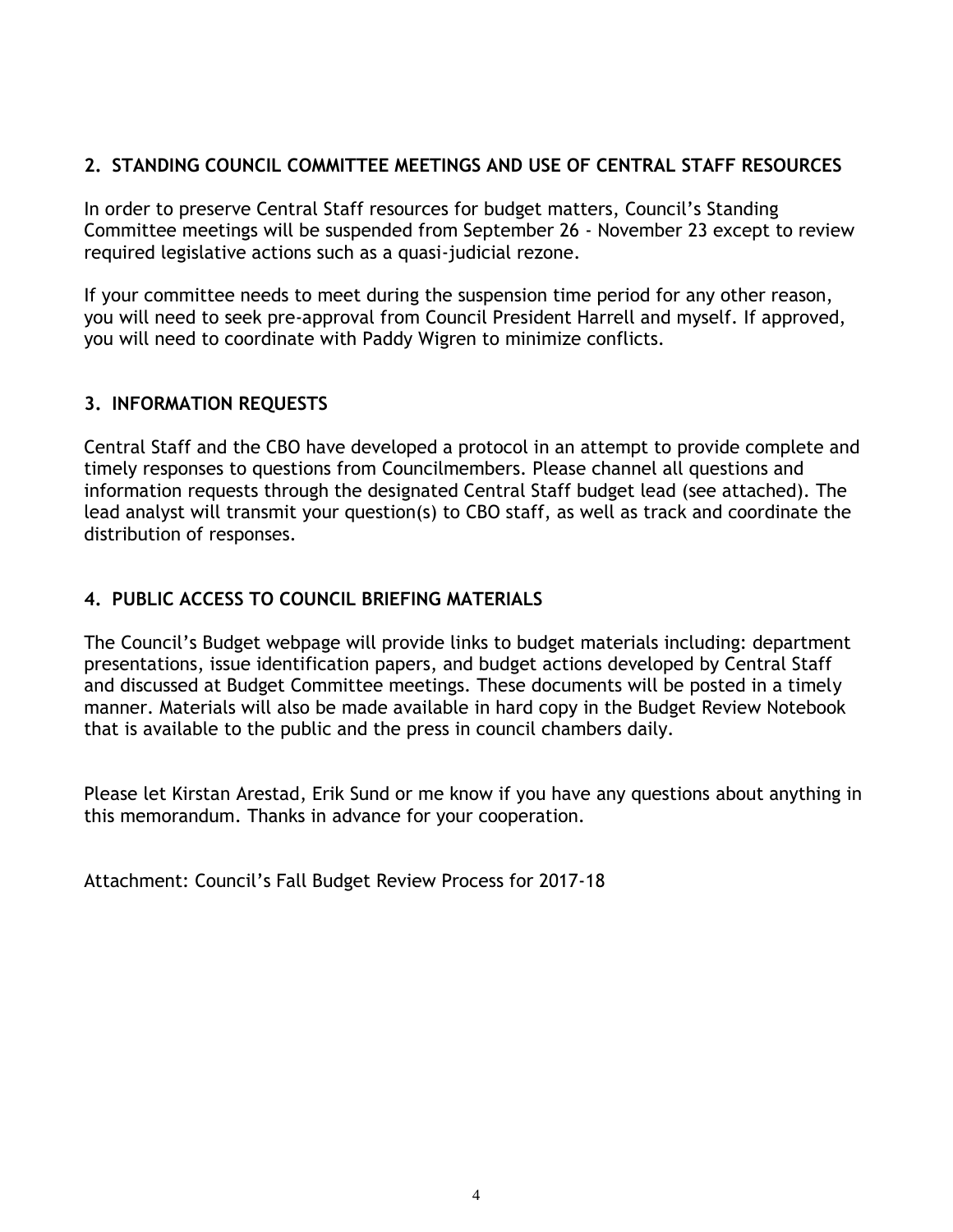## 2. STANDING COUNCIL COMMITTEE MEETINGS AND USE OF CENTRAL STAFF RESOURCES

In order to preserve Central Staff resources for budget matters, Council's Standing Committee meetings will be suspended from September 26 - November 23 except to review required legislative actions such as a quasi-judicial rezone.

If your committee needs to meet during the suspension time period for any other reason, you will need to seek pre-approval from Council President Harrell and myself. If approved, you will need to coordinate with Paddy Wigren to minimize conflicts.

## 3. INFORMATION REQUESTS

Central Staff and the CBO have developed a protocol in an attempt to provide complete and timely responses to questions from Councilmembers. Please channel all questions and information requests through the designated Central Staff budget lead (see attached). The lead analyst will transmit your question(s) to CBO staff, as well as track and coordinate the distribution of responses.

## 4. PUBLIC ACCESS TO COUNCIL BRIEFING MATERIALS

The Council's Budget webpage will provide links to budget materials including: department presentations, issue identification papers, and budget actions developed by Central Staff and discussed at Budget Committee meetings. These documents will be posted in a timely manner. Materials will also be made available in hard copy in the Budget Review Notebook that is available to the public and the press in council chambers daily.

Please let Kirstan Arestad, Erik Sund or me know if you have any questions about anything in this memorandum. Thanks in advance for your cooperation.

Attachment: Council's Fall Budget Review Process for 2017-18